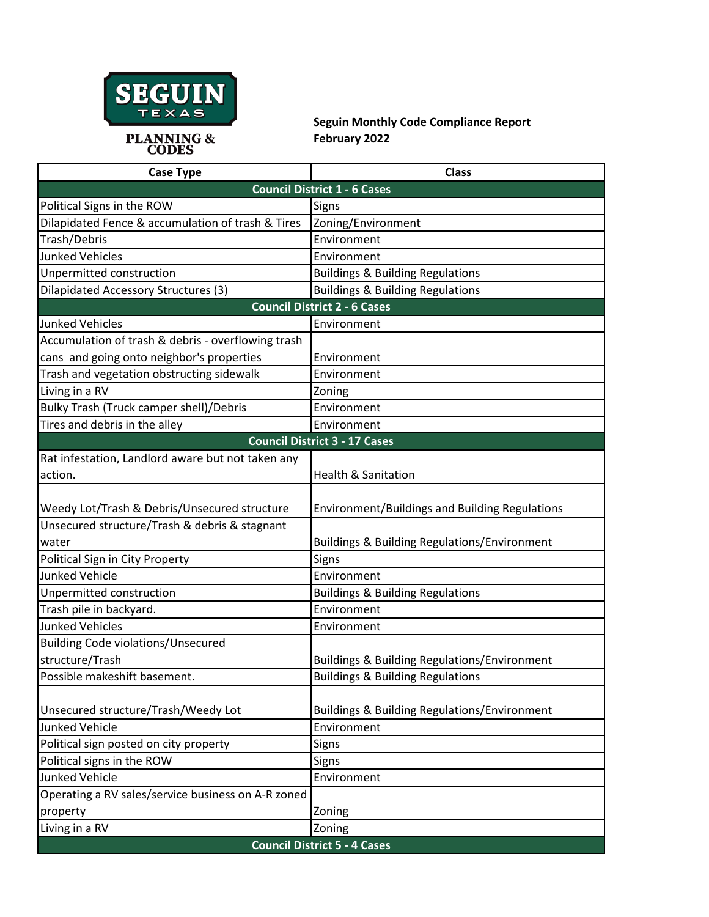SEGUIN TEXAS

PLANNING & CODES

**Seguin Monthly Code Compliance Report**
**February 2022**

| Case Type | Class |
|---|---|
| **Council District 1 - 6 Cases** | |
| Political Signs in the ROW | Signs |
| Dilapidated Fence & accumulation of trash & Tires | Zoning/Environment |
| Trash/Debris | Environment |
| Junked Vehicles | Environment |
| Unpermitted construction | Buildings & Building Regulations |
| Dilapidated Accessory Structures (3) | Buildings & Building Regulations |
| **Council District 2 - 6 Cases** | |
| Junked Vehicles | Environment |
| Accumulation of trash & debris - overflowing trash cans and going onto neighbor's properties | Environment |
| Trash and vegetation obstructing sidewalk | Environment |
| Living in a RV | Zoning |
| Bulky Trash (Truck camper shell)/Debris | Environment |
| Tires and debris in the alley | Environment |
| **Council District 3 - 17 Cases** | |
| Rat infestation, Landlord aware but not taken any action. | Health & Sanitation |
| Weedy Lot/Trash & Debris/Unsecured structure | Environment/Buildings and Building Regulations |
| Unsecured structure/Trash & debris & stagnant water | Buildings & Building Regulations/Environment |
| Political Sign in City Property | Signs |
| Junked Vehicle | Environment |
| Unpermitted construction | Buildings & Building Regulations |
| Trash pile in backyard. | Environment |
| Junked Vehicles | Environment |
| Building Code violations/Unsecured structure/Trash | Buildings & Building Regulations/Environment |
| Possible makeshift basement. | Buildings & Building Regulations |
| Unsecured structure/Trash/Weedy Lot | Buildings & Building Regulations/Environment |
| Junked Vehicle | Environment |
| Political sign posted on city property | Signs |
| Political signs in the ROW | Signs |
| Junked Vehicle | Environment |
| Operating a RV sales/service business on A-R zoned property | Zoning |
| Living in a RV | Zoning |
| **Council District 5 - 4 Cases** | |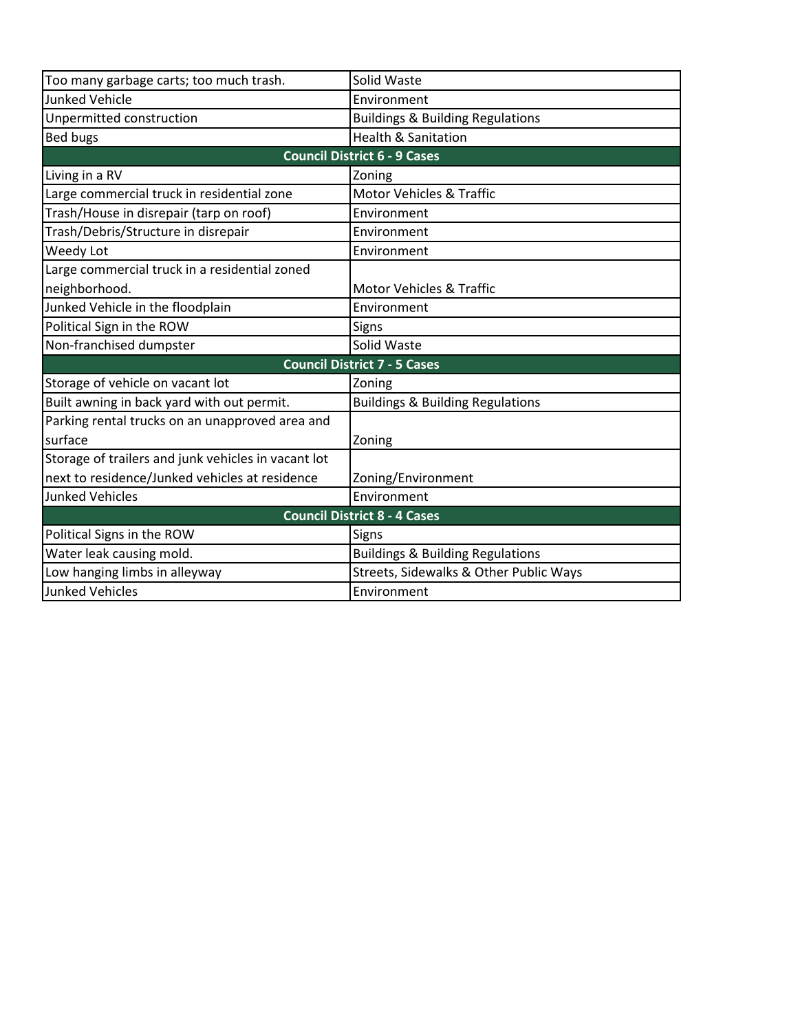| | |
|---|---|
| Too many garbage carts; too much trash. | Solid Waste |
| Junked Vehicle | Environment |
| Unpermitted construction | Buildings & Building Regulations |
| Bed bugs | Health & Sanitation |
| **Council District 6 - 9 Cases** | |
| Living in a RV | Zoning |
| Large commercial truck in residential zone | Motor Vehicles & Traffic |
| Trash/House in disrepair (tarp on roof) | Environment |
| Trash/Debris/Structure in disrepair | Environment |
| Weedy Lot | Environment |
| Large commercial truck in a residential zoned neighborhood. | Motor Vehicles & Traffic |
| Junked Vehicle in the floodplain | Environment |
| Political Sign in the ROW | Signs |
| Non-franchised dumpster | Solid Waste |
| **Council District 7 - 5 Cases** | |
| Storage of vehicle on vacant lot | Zoning |
| Built awning in back yard with out permit. | Buildings & Building Regulations |
| Parking rental trucks on an unapproved area and surface | Zoning |
| Storage of trailers and junk vehicles in vacant lot next to residence/Junked vehicles at residence | Zoning/Environment |
| Junked Vehicles | Environment |
| **Council District 8 - 4 Cases** | |
| Political Signs in the ROW | Signs |
| Water leak causing mold. | Buildings & Building Regulations |
| Low hanging limbs in alleyway | Streets, Sidewalks & Other Public Ways |
| Junked Vehicles | Environment |